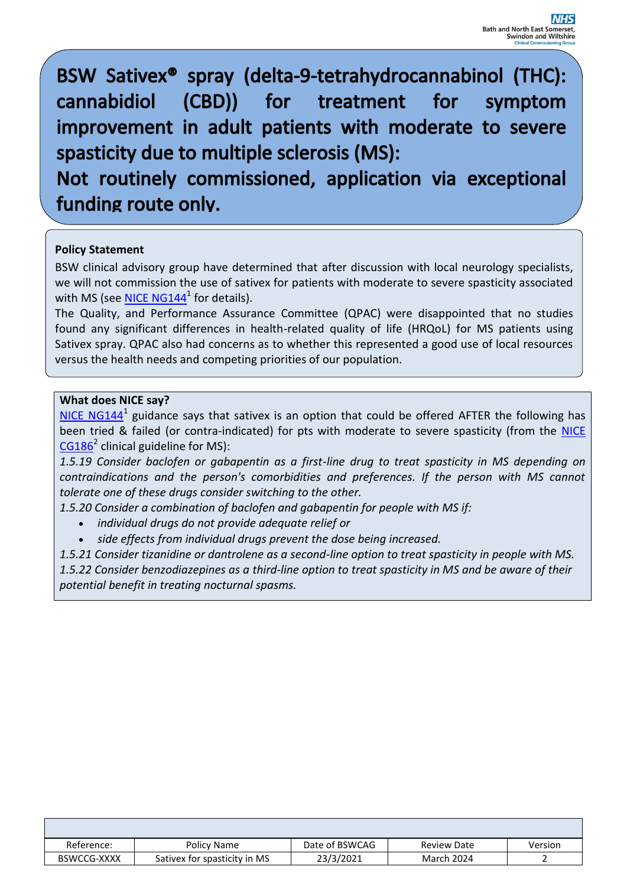# BSW Sativex® spray (delta-9-tetrahydrocannabinol (THC): cannabidiol (CBD)) for treatment for symptom improvement in adult patients with moderate to severe spasticity due to multiple sclerosis (MS): Not routinely commissioned, application via exceptional funding route only.

**Policy Statement**

BSW clinical advisory group have determined that after discussion with local neurology specialists, we will not commission the use of sativex for patients with moderate to severe spasticity associated with MS (see NICE NG144[1] for details).

The Quality, and Performance Assurance Committee (QPAC) were disappointed that no studies found any significant differences in health-related quality of life (HRQoL) for MS patients using Sativex spray. QPAC also had concerns as to whether this represented a good use of local resources versus the health needs and competing priorities of our population.

**What does NICE say?**

NICE NG144[1] guidance says that sativex is an option that could be offered AFTER the following has been tried & failed (or contra-indicated) for pts with moderate to severe spasticity (from the NICE CG186[2] clinical guideline for MS):

*1.5.19 Consider baclofen or gabapentin as a first-line drug to treat spasticity in MS depending on contraindications and the person's comorbidities and preferences. If the person with MS cannot tolerate one of these drugs consider switching to the other.*

*1.5.20 Consider a combination of baclofen and gabapentin for people with MS if:*

- *individual drugs do not provide adequate relief or*
- *side effects from individual drugs prevent the dose being increased.*

*1.5.21 Consider tizanidine or dantrolene as a second-line option to treat spasticity in people with MS.*

*1.5.22 Consider benzodiazepines as a third-line option to treat spasticity in MS and be aware of their potential benefit in treating nocturnal spasms.*

| Reference: | Policy Name | Date of BSWCAG | Review Date | Version |
|---|---|---|---|---|
| BSWCCG-XXXX | Sativex for spasticity in MS | 23/3/2021 | March 2024 | 2 |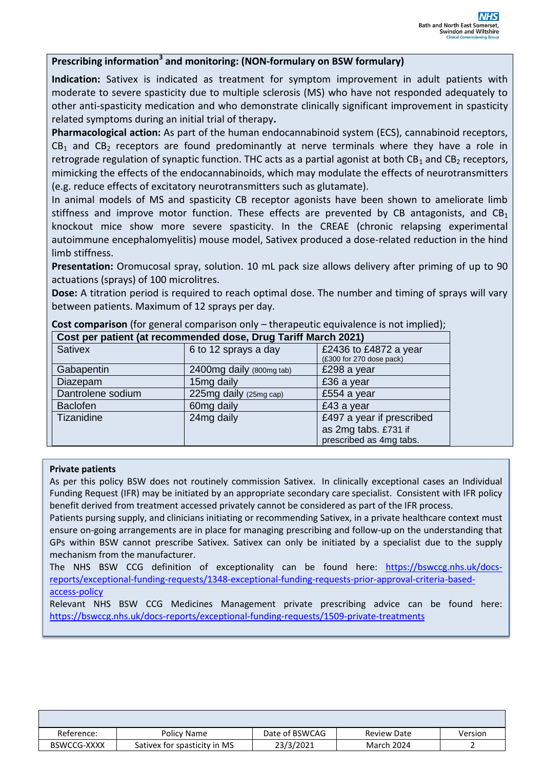## Prescribing information[3] and monitoring: (NON-formulary on BSW formulary)

**Indication:** Sativex is indicated as treatment for symptom improvement in adult patients with moderate to severe spasticity due to multiple sclerosis (MS) who have not responded adequately to other anti-spasticity medication and who demonstrate clinically significant improvement in spasticity related symptoms during an initial trial of therapy**.**

**Pharmacological action:** As part of the human endocannabinoid system (ECS), cannabinoid receptors, $CB_1$ and $CB_2$ receptors are found predominantly at nerve terminals where they have a role in retrograde regulation of synaptic function. THC acts as a partial agonist at both $CB_1$ and $CB_2$ receptors, mimicking the effects of the endocannabinoids, which may modulate the effects of neurotransmitters (e.g. reduce effects of excitatory neurotransmitters such as glutamate).

In animal models of MS and spasticity CB receptor agonists have been shown to ameliorate limb stiffness and improve motor function. These effects are prevented by CB antagonists, and $CB_1$ knockout mice show more severe spasticity. In the CREAE (chronic relapsing experimental autoimmune encephalomyelitis) mouse model, Sativex produced a dose-related reduction in the hind limb stiffness.

**Presentation:** Oromucosal spray, solution. 10 mL pack size allows delivery after priming of up to 90 actuations (sprays) of 100 microlitres.

**Dose:** A titration period is required to reach optimal dose. The number and timing of sprays will vary between patients. Maximum of 12 sprays per day.

**Cost comparison** (for general comparison only – therapeutic equivalence is not implied);

| Cost per patient (at recommended dose, Drug Tariff March 2021) | | |
|---|---|---|
| Sativex | 6 to 12 sprays a day | £2436 to £4872 a year (£300 for 270 dose pack) |
| Gabapentin | 2400mg daily (800mg tab) | £298 a year |
| Diazepam | 15mg daily | £36 a year |
| Dantrolene sodium | 225mg daily (25mg cap) | £554 a year |
| Baclofen | 60mg daily | £43 a year |
| Tizanidine | 24mg daily | £497 a year if prescribed as 2mg tabs. £731 if prescribed as 4mg tabs. |

**Private patients**

As per this policy BSW does not routinely commission Sativex. In clinically exceptional cases an Individual Funding Request (IFR) may be initiated by an appropriate secondary care specialist. Consistent with IFR policy benefit derived from treatment accessed privately cannot be considered as part of the IFR process.

Patients pursing supply, and clinicians initiating or recommending Sativex, in a private healthcare context must ensure on-going arrangements are in place for managing prescribing and follow-up on the understanding that GPs within BSW cannot prescribe Sativex. Sativex can only be initiated by a specialist due to the supply mechanism from the manufacturer.

The NHS BSW CCG definition of exceptionality can be found here: https://bswccg.nhs.uk/docs-reports/exceptional-funding-requests/1348-exceptional-funding-requests-prior-approval-criteria-based-access-policy

Relevant NHS BSW CCG Medicines Management private prescribing advice can be found here: https://bswccg.nhs.uk/docs-reports/exceptional-funding-requests/1509-private-treatments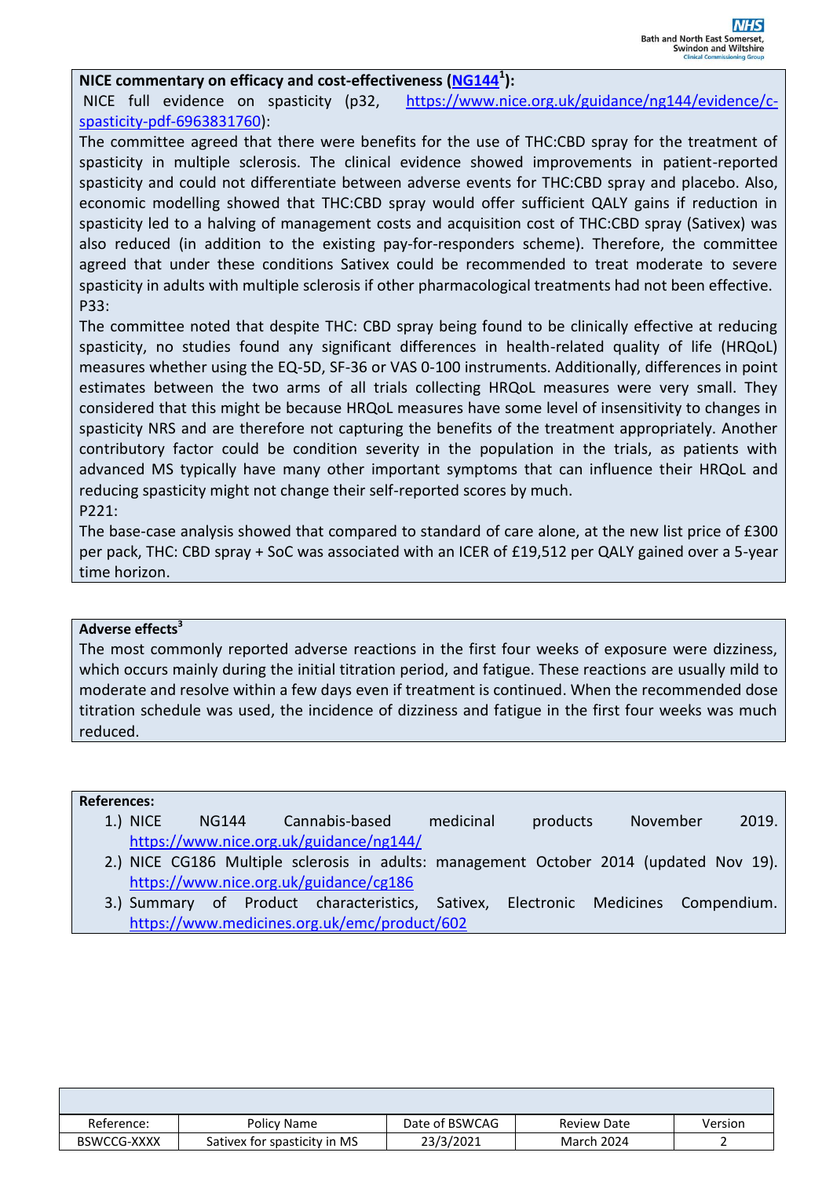**NICE commentary on efficacy and cost-effectiveness (NG144[1]):**

NICE full evidence on spasticity (p32, https://www.nice.org.uk/guidance/ng144/evidence/c-spasticity-pdf-6963831760):

The committee agreed that there were benefits for the use of THC:CBD spray for the treatment of spasticity in multiple sclerosis. The clinical evidence showed improvements in patient-reported spasticity and could not differentiate between adverse events for THC:CBD spray and placebo. Also, economic modelling showed that THC:CBD spray would offer sufficient QALY gains if reduction in spasticity led to a halving of management costs and acquisition cost of THC:CBD spray (Sativex) was also reduced (in addition to the existing pay-for-responders scheme). Therefore, the committee agreed that under these conditions Sativex could be recommended to treat moderate to severe spasticity in adults with multiple sclerosis if other pharmacological treatments had not been effective.

P33:

The committee noted that despite THC: CBD spray being found to be clinically effective at reducing spasticity, no studies found any significant differences in health-related quality of life (HRQoL) measures whether using the EQ-5D, SF-36 or VAS 0-100 instruments. Additionally, differences in point estimates between the two arms of all trials collecting HRQoL measures were very small. They considered that this might be because HRQoL measures have some level of insensitivity to changes in spasticity NRS and are therefore not capturing the benefits of the treatment appropriately. Another contributory factor could be condition severity in the population in the trials, as patients with advanced MS typically have many other important symptoms that can influence their HRQoL and reducing spasticity might not change their self-reported scores by much.

P221:

The base-case analysis showed that compared to standard of care alone, at the new list price of £300 per pack, THC: CBD spray + SoC was associated with an ICER of £19,512 per QALY gained over a 5-year time horizon.

**Adverse effects[3]**

The most commonly reported adverse reactions in the first four weeks of exposure were dizziness, which occurs mainly during the initial titration period, and fatigue. These reactions are usually mild to moderate and resolve within a few days even if treatment is continued. When the recommended dose titration schedule was used, the incidence of dizziness and fatigue in the first four weeks was much reduced.

**References:**

1.) NICE NG144 Cannabis-based medicinal products November 2019. https://www.nice.org.uk/guidance/ng144/
2.) NICE CG186 Multiple sclerosis in adults: management October 2014 (updated Nov 19). https://www.nice.org.uk/guidance/cg186
3.) Summary of Product characteristics, Sativex, Electronic Medicines Compendium. https://www.medicines.org.uk/emc/product/602

| Reference: | Policy Name | Date of BSWCAG | Review Date | Version |
|---|---|---|---|---|
| BSWCCG-XXXX | Sativex for spasticity in MS | 23/3/2021 | March 2024 | 2 |